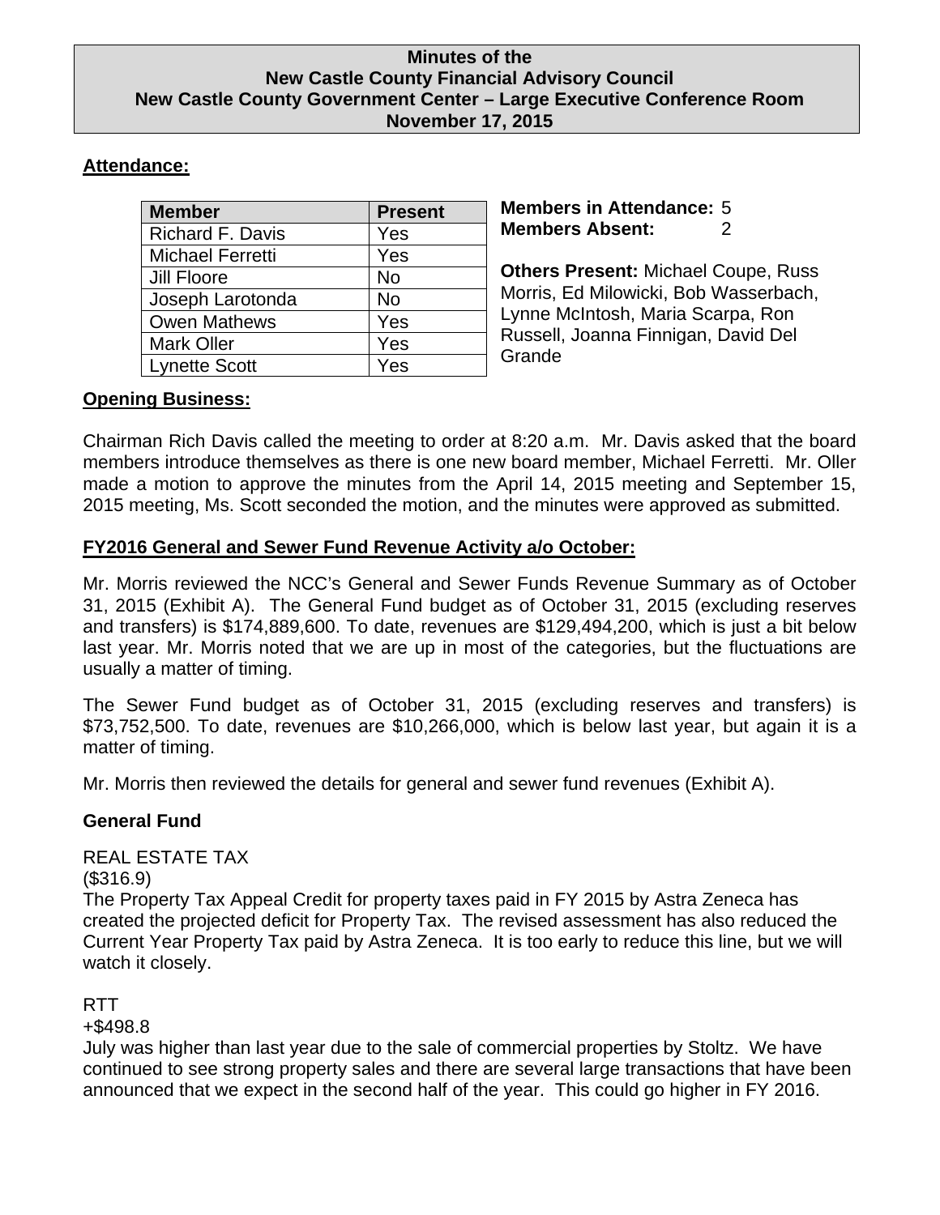# Minutes of the New Castle County Financial Advisory Council New Castle County Government Center – Large Executive Conference Room November 17, 2015

## Attendance:

| Member | Present |
|---|---|
| Richard F. Davis | Yes |
| Michael Ferretti | Yes |
| Jill Floore | No |
| Joseph Larotonda | No |
| Owen Mathews | Yes |
| Mark Oller | Yes |
| Lynette Scott | Yes |

**Members in Attendance:** 5
**Members Absent:** 2

**Others Present:** Michael Coupe, Russ Morris, Ed Milowicki, Bob Wasserbach, Lynne McIntosh, Maria Scarpa, Ron Russell, Joanna Finnigan, David Del Grande

## Opening Business:

Chairman Rich Davis called the meeting to order at 8:20 a.m. Mr. Davis asked that the board members introduce themselves as there is one new board member, Michael Ferretti. Mr. Oller made a motion to approve the minutes from the April 14, 2015 meeting and September 15, 2015 meeting, Ms. Scott seconded the motion, and the minutes were approved as submitted.

## FY2016 General and Sewer Fund Revenue Activity a/o October:

Mr. Morris reviewed the NCC's General and Sewer Funds Revenue Summary as of October 31, 2015 (Exhibit A). The General Fund budget as of October 31, 2015 (excluding reserves and transfers) is $174,889,600. To date, revenues are $129,494,200, which is just a bit below last year. Mr. Morris noted that we are up in most of the categories, but the fluctuations are usually a matter of timing.

The Sewer Fund budget as of October 31, 2015 (excluding reserves and transfers) is $73,752,500. To date, revenues are $10,266,000, which is below last year, but again it is a matter of timing.

Mr. Morris then reviewed the details for general and sewer fund revenues (Exhibit A).

### General Fund

REAL ESTATE TAX
($316.9)
The Property Tax Appeal Credit for property taxes paid in FY 2015 by Astra Zeneca has created the projected deficit for Property Tax. The revised assessment has also reduced the Current Year Property Tax paid by Astra Zeneca. It is too early to reduce this line, but we will watch it closely.

RTT
+$498.8
July was higher than last year due to the sale of commercial properties by Stoltz. We have continued to see strong property sales and there are several large transactions that have been announced that we expect in the second half of the year. This could go higher in FY 2016.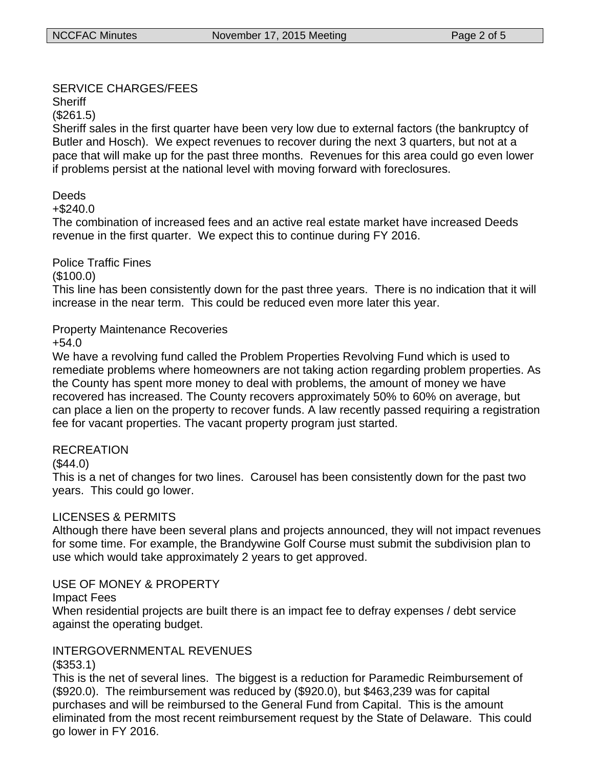## SERVICE CHARGES/FEES

### Sheriff

($261.5)

Sheriff sales in the first quarter have been very low due to external factors (the bankruptcy of Butler and Hosch). We expect revenues to recover during the next 3 quarters, but not at a pace that will make up for the past three months. Revenues for this area could go even lower if problems persist at the national level with moving forward with foreclosures.

### Deeds

+$240.0

The combination of increased fees and an active real estate market have increased Deeds revenue in the first quarter. We expect this to continue during FY 2016.

### Police Traffic Fines

($100.0)

This line has been consistently down for the past three years. There is no indication that it will increase in the near term. This could be reduced even more later this year.

### Property Maintenance Recoveries

+54.0

We have a revolving fund called the Problem Properties Revolving Fund which is used to remediate problems where homeowners are not taking action regarding problem properties. As the County has spent more money to deal with problems, the amount of money we have recovered has increased. The County recovers approximately 50% to 60% on average, but can place a lien on the property to recover funds. A law recently passed requiring a registration fee for vacant properties. The vacant property program just started.

## RECREATION

($44.0)

This is a net of changes for two lines. Carousel has been consistently down for the past two years. This could go lower.

## LICENSES & PERMITS

Although there have been several plans and projects announced, they will not impact revenues for some time. For example, the Brandywine Golf Course must submit the subdivision plan to use which would take approximately 2 years to get approved.

## USE OF MONEY & PROPERTY

### Impact Fees

When residential projects are built there is an impact fee to defray expenses / debt service against the operating budget.

## INTERGOVERNMENTAL REVENUES

($353.1)

This is the net of several lines. The biggest is a reduction for Paramedic Reimbursement of ($920.0). The reimbursement was reduced by ($920.0), but $463,239 was for capital purchases and will be reimbursed to the General Fund from Capital. This is the amount eliminated from the most recent reimbursement request by the State of Delaware. This could go lower in FY 2016.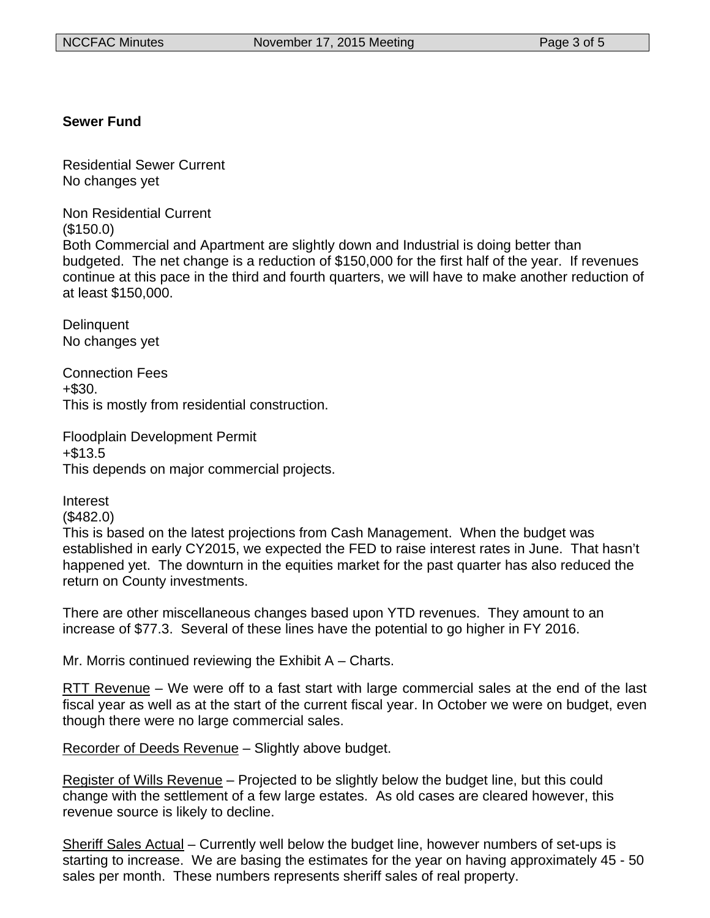**Sewer Fund**

Residential Sewer Current
No changes yet

Non Residential Current
($150.0)
Both Commercial and Apartment are slightly down and Industrial is doing better than budgeted. The net change is a reduction of $150,000 for the first half of the year. If revenues continue at this pace in the third and fourth quarters, we will have to make another reduction of at least $150,000.

Delinquent
No changes yet

Connection Fees
+$30.
This is mostly from residential construction.

Floodplain Development Permit
+$13.5
This depends on major commercial projects.

Interest
($482.0)
This is based on the latest projections from Cash Management. When the budget was established in early CY2015, we expected the FED to raise interest rates in June. That hasn't happened yet. The downturn in the equities market for the past quarter has also reduced the return on County investments.

There are other miscellaneous changes based upon YTD revenues. They amount to an increase of $77.3. Several of these lines have the potential to go higher in FY 2016.

Mr. Morris continued reviewing the Exhibit A – Charts.

RTT Revenue – We were off to a fast start with large commercial sales at the end of the last fiscal year as well as at the start of the current fiscal year. In October we were on budget, even though there were no large commercial sales.

Recorder of Deeds Revenue – Slightly above budget.

Register of Wills Revenue – Projected to be slightly below the budget line, but this could change with the settlement of a few large estates. As old cases are cleared however, this revenue source is likely to decline.

Sheriff Sales Actual – Currently well below the budget line, however numbers of set-ups is starting to increase. We are basing the estimates for the year on having approximately 45 - 50 sales per month. These numbers represents sheriff sales of real property.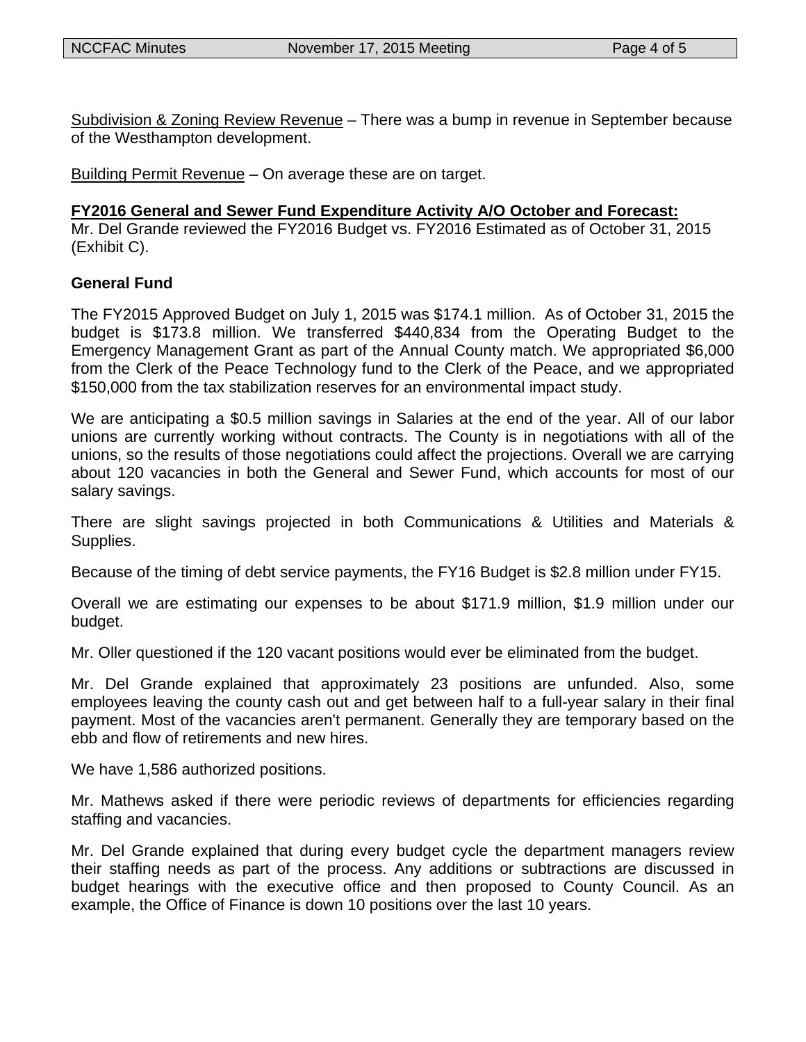Subdivision & Zoning Review Revenue – There was a bump in revenue in September because of the Westhampton development.

Building Permit Revenue – On average these are on target.

**FY2016 General and Sewer Fund Expenditure Activity A/O October and Forecast:**
Mr. Del Grande reviewed the FY2016 Budget vs. FY2016 Estimated as of October 31, 2015 (Exhibit C).

**General Fund**

The FY2015 Approved Budget on July 1, 2015 was $174.1 million. As of October 31, 2015 the budget is $173.8 million. We transferred $440,834 from the Operating Budget to the Emergency Management Grant as part of the Annual County match. We appropriated $6,000 from the Clerk of the Peace Technology fund to the Clerk of the Peace, and we appropriated $150,000 from the tax stabilization reserves for an environmental impact study.

We are anticipating a $0.5 million savings in Salaries at the end of the year. All of our labor unions are currently working without contracts. The County is in negotiations with all of the unions, so the results of those negotiations could affect the projections. Overall we are carrying about 120 vacancies in both the General and Sewer Fund, which accounts for most of our salary savings.

There are slight savings projected in both Communications & Utilities and Materials & Supplies.

Because of the timing of debt service payments, the FY16 Budget is $2.8 million under FY15.

Overall we are estimating our expenses to be about $171.9 million, $1.9 million under our budget.

Mr. Oller questioned if the 120 vacant positions would ever be eliminated from the budget.

Mr. Del Grande explained that approximately 23 positions are unfunded. Also, some employees leaving the county cash out and get between half to a full-year salary in their final payment. Most of the vacancies aren't permanent. Generally they are temporary based on the ebb and flow of retirements and new hires.

We have 1,586 authorized positions.

Mr. Mathews asked if there were periodic reviews of departments for efficiencies regarding staffing and vacancies.

Mr. Del Grande explained that during every budget cycle the department managers review their staffing needs as part of the process. Any additions or subtractions are discussed in budget hearings with the executive office and then proposed to County Council. As an example, the Office of Finance is down 10 positions over the last 10 years.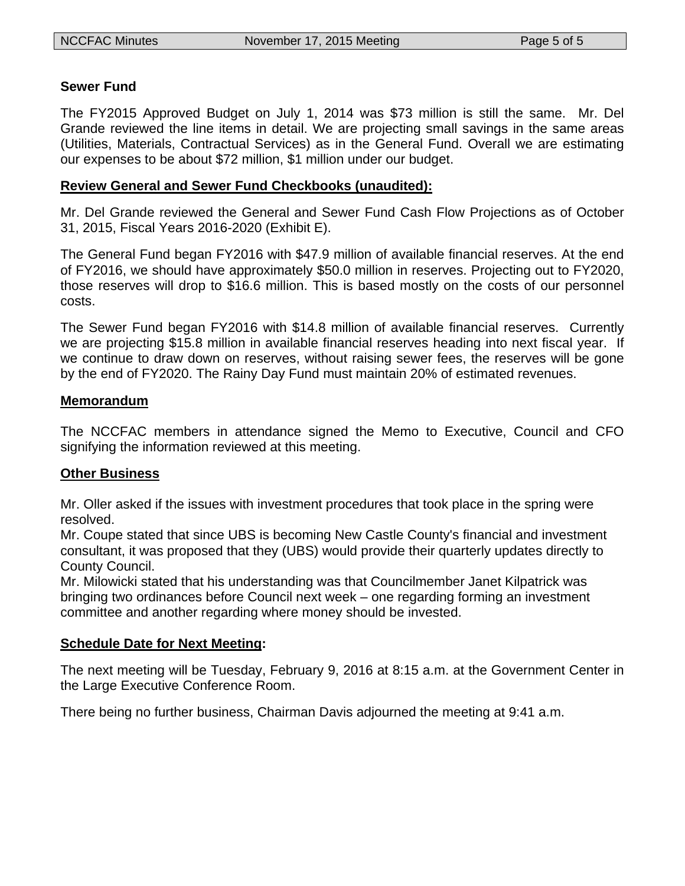**Sewer Fund**

The FY2015 Approved Budget on July 1, 2014 was $73 million is still the same. Mr. Del Grande reviewed the line items in detail. We are projecting small savings in the same areas (Utilities, Materials, Contractual Services) as in the General Fund. Overall we are estimating our expenses to be about $72 million, $1 million under our budget.

**Review General and Sewer Fund Checkbooks (unaudited):**

Mr. Del Grande reviewed the General and Sewer Fund Cash Flow Projections as of October 31, 2015, Fiscal Years 2016-2020 (Exhibit E).

The General Fund began FY2016 with $47.9 million of available financial reserves. At the end of FY2016, we should have approximately $50.0 million in reserves. Projecting out to FY2020, those reserves will drop to $16.6 million. This is based mostly on the costs of our personnel costs.

The Sewer Fund began FY2016 with $14.8 million of available financial reserves. Currently we are projecting $15.8 million in available financial reserves heading into next fiscal year. If we continue to draw down on reserves, without raising sewer fees, the reserves will be gone by the end of FY2020. The Rainy Day Fund must maintain 20% of estimated revenues.

**Memorandum**

The NCCFAC members in attendance signed the Memo to Executive, Council and CFO signifying the information reviewed at this meeting.

**Other Business**

Mr. Oller asked if the issues with investment procedures that took place in the spring were resolved.
Mr. Coupe stated that since UBS is becoming New Castle County's financial and investment consultant, it was proposed that they (UBS) would provide their quarterly updates directly to County Council.
Mr. Milowicki stated that his understanding was that Councilmember Janet Kilpatrick was bringing two ordinances before Council next week – one regarding forming an investment committee and another regarding where money should be invested.

**Schedule Date for Next Meeting:**

The next meeting will be Tuesday, February 9, 2016 at 8:15 a.m. at the Government Center in the Large Executive Conference Room.

There being no further business, Chairman Davis adjourned the meeting at 9:41 a.m.